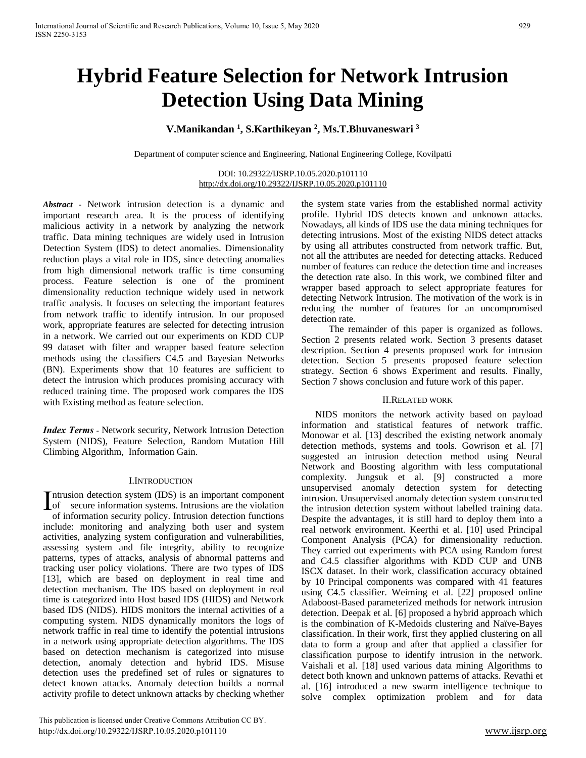# Hybrid Feature Selection for Network Intrusion Detection Using Data Mining

**V.Manikandan [1], S.Karthikeyan [2], Ms.T.Bhuvaneswari [3]**

Department of computer science and Engineering, National Engineering College, Kovilpatti

DOI: 10.29322/IJSRP.10.05.2020.p101110
http://dx.doi.org/10.29322/IJSRP.10.05.2020.p101110

***Abstract*** - Network intrusion detection is a dynamic and important research area. It is the process of identifying malicious activity in a network by analyzing the network traffic. Data mining techniques are widely used in Intrusion Detection System (IDS) to detect anomalies. Dimensionality reduction plays a vital role in IDS, since detecting anomalies from high dimensional network traffic is time consuming process. Feature selection is one of the prominent dimensionality reduction technique widely used in network traffic analysis. It focuses on selecting the important features from network traffic to identify intrusion. In our proposed work, appropriate features are selected for detecting intrusion in a network. We carried out our experiments on KDD CUP 99 dataset with filter and wrapper based feature selection methods using the classifiers C4.5 and Bayesian Networks (BN). Experiments show that 10 features are sufficient to detect the intrusion which produces promising accuracy with reduced training time. The proposed work compares the IDS with Existing method as feature selection.

***Index Terms*** - Network security, Network Intrusion Detection System (NIDS), Feature Selection, Random Mutation Hill Climbing Algorithm, Information Gain.

## I. Introduction

Intrusion detection system (IDS) is an important component of secure information systems. Intrusions are the violation of information security policy. Intrusion detection functions include: monitoring and analyzing both user and system activities, analyzing system configuration and vulnerabilities, assessing system and file integrity, ability to recognize patterns, types of attacks, analysis of abnormal patterns and tracking user policy violations. There are two types of IDS [13], which are based on deployment in real time and detection mechanism. The IDS based on deployment in real time is categorized into Host based IDS (HIDS) and Network based IDS (NIDS). HIDS monitors the internal activities of a computing system. NIDS dynamically monitors the logs of network traffic in real time to identify the potential intrusions in a network using appropriate detection algorithms. The IDS based on detection mechanism is categorized into misuse detection, anomaly detection and hybrid IDS. Misuse detection uses the predefined set of rules or signatures to detect known attacks. Anomaly detection builds a normal activity profile to detect unknown attacks by checking whether the system state varies from the established normal activity profile. Hybrid IDS detects known and unknown attacks. Nowadays, all kinds of IDS use the data mining techniques for detecting intrusions. Most of the existing NIDS detect attacks by using all attributes constructed from network traffic. But, not all the attributes are needed for detecting attacks. Reduced number of features can reduce the detection time and increases the detection rate also. In this work, we combined filter and wrapper based approach to select appropriate features for detecting Network Intrusion. The motivation of the work is in reducing the number of features for an uncompromised detection rate.

The remainder of this paper is organized as follows. Section 2 presents related work. Section 3 presents dataset description. Section 4 presents proposed work for intrusion detection. Section 5 presents proposed feature selection strategy. Section 6 shows Experiment and results. Finally, Section 7 shows conclusion and future work of this paper.

## II. Related work

NIDS monitors the network activity based on payload information and statistical features of network traffic. Monowar et al. [13] described the existing network anomaly detection methods, systems and tools. Gowrison et al. [7] suggested an intrusion detection method using Neural Network and Boosting algorithm with less computational complexity. Jungsuk et al. [9] constructed a more unsupervised anomaly detection system for detecting intrusion. Unsupervised anomaly detection system constructed the intrusion detection system without labelled training data. Despite the advantages, it is still hard to deploy them into a real network environment. Keerthi et al. [10] used Principal Component Analysis (PCA) for dimensionality reduction. They carried out experiments with PCA using Random forest and C4.5 classifier algorithms with KDD CUP and UNB ISCX dataset. In their work, classification accuracy obtained by 10 Principal components was compared with 41 features using C4.5 classifier. Weiming et al. [22] proposed online Adaboost-Based parameterized methods for network intrusion detection. Deepak et al. [6] proposed a hybrid approach which is the combination of K-Medoids clustering and Naïve-Bayes classification. In their work, first they applied clustering on all data to form a group and after that applied a classifier for classification purpose to identify intrusion in the network. Vaishali et al. [18] used various data mining Algorithms to detect both known and unknown patterns of attacks. Revathi et al. [16] introduced a new swarm intelligence technique to solve complex optimization problem and for data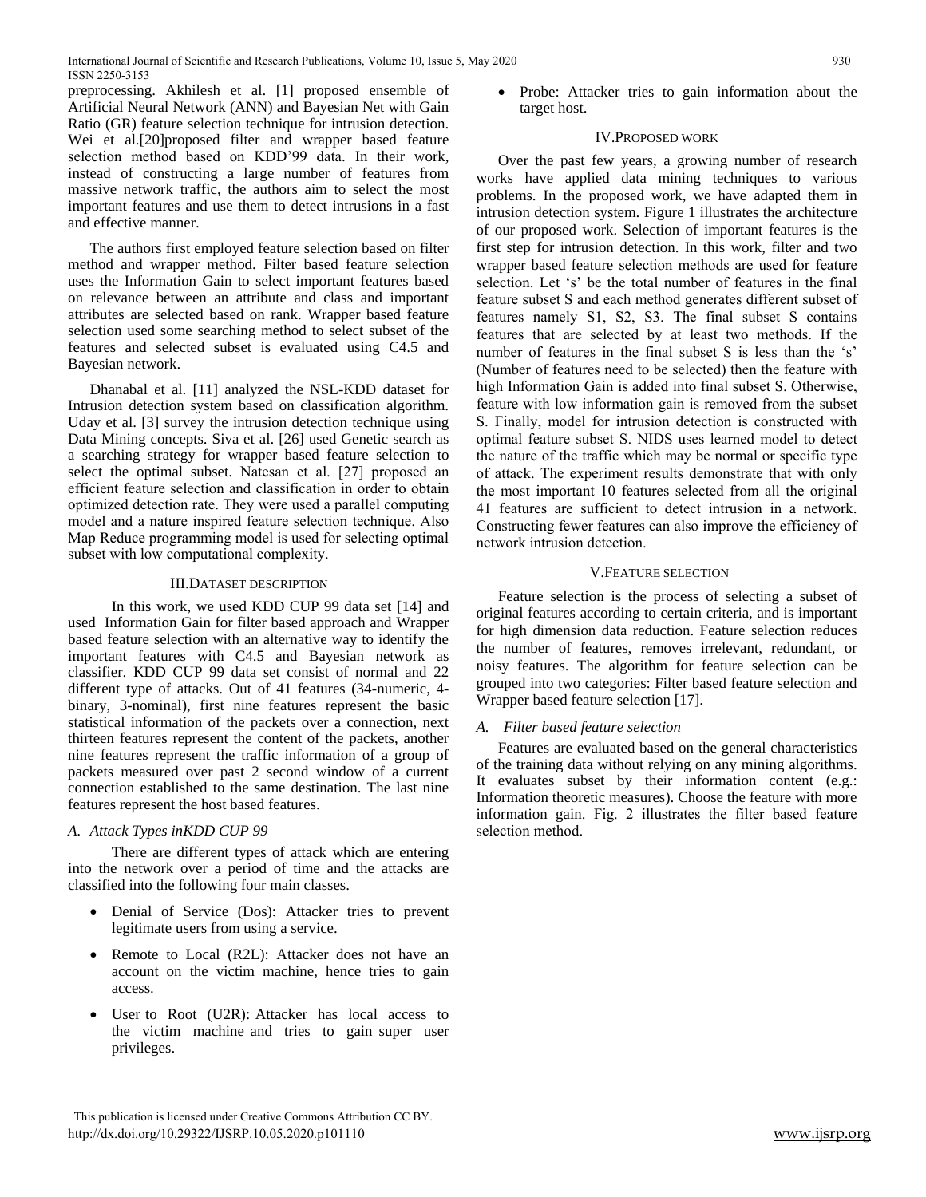preprocessing. Akhilesh et al. [1] proposed ensemble of Artificial Neural Network (ANN) and Bayesian Net with Gain Ratio (GR) feature selection technique for intrusion detection. Wei et al.[20]proposed filter and wrapper based feature selection method based on KDD'99 data. In their work, instead of constructing a large number of features from massive network traffic, the authors aim to select the most important features and use them to detect intrusions in a fast and effective manner.

The authors first employed feature selection based on filter method and wrapper method. Filter based feature selection uses the Information Gain to select important features based on relevance between an attribute and class and important attributes are selected based on rank. Wrapper based feature selection used some searching method to select subset of the features and selected subset is evaluated using C4.5 and Bayesian network.

Dhanabal et al. [11] analyzed the NSL-KDD dataset for Intrusion detection system based on classification algorithm. Uday et al. [3] survey the intrusion detection technique using Data Mining concepts. Siva et al. [26] used Genetic search as a searching strategy for wrapper based feature selection to select the optimal subset. Natesan et al. [27] proposed an efficient feature selection and classification in order to obtain optimized detection rate. They were used a parallel computing model and a nature inspired feature selection technique. Also Map Reduce programming model is used for selecting optimal subset with low computational complexity.

## III.DATASET DESCRIPTION

In this work, we used KDD CUP 99 data set [14] and used Information Gain for filter based approach and Wrapper based feature selection with an alternative way to identify the important features with C4.5 and Bayesian network as classifier. KDD CUP 99 data set consist of normal and 22 different type of attacks. Out of 41 features (34-numeric, 4-binary, 3-nominal), first nine features represent the basic statistical information of the packets over a connection, next thirteen features represent the content of the packets, another nine features represent the traffic information of a group of packets measured over past 2 second window of a current connection established to the same destination. The last nine features represent the host based features.

### *A. Attack Types inKDD CUP 99*

There are different types of attack which are entering into the network over a period of time and the attacks are classified into the following four main classes.

- Denial of Service (Dos): Attacker tries to prevent legitimate users from using a service.
- Remote to Local (R2L): Attacker does not have an account on the victim machine, hence tries to gain access.
- User to Root (U2R): Attacker has local access to the victim machine and tries to gain super user privileges.
- Probe: Attacker tries to gain information about the target host.

## IV.PROPOSED WORK

Over the past few years, a growing number of research works have applied data mining techniques to various problems. In the proposed work, we have adapted them in intrusion detection system. Figure 1 illustrates the architecture of our proposed work. Selection of important features is the first step for intrusion detection. In this work, filter and two wrapper based feature selection methods are used for feature selection. Let 's' be the total number of features in the final feature subset S and each method generates different subset of features namely S1, S2, S3. The final subset S contains features that are selected by at least two methods. If the number of features in the final subset S is less than the 's' (Number of features need to be selected) then the feature with high Information Gain is added into final subset S. Otherwise, feature with low information gain is removed from the subset S. Finally, model for intrusion detection is constructed with optimal feature subset S. NIDS uses learned model to detect the nature of the traffic which may be normal or specific type of attack. The experiment results demonstrate that with only the most important 10 features selected from all the original 41 features are sufficient to detect intrusion in a network. Constructing fewer features can also improve the efficiency of network intrusion detection.

## V.FEATURE SELECTION

Feature selection is the process of selecting a subset of original features according to certain criteria, and is important for high dimension data reduction. Feature selection reduces the number of features, removes irrelevant, redundant, or noisy features. The algorithm for feature selection can be grouped into two categories: Filter based feature selection and Wrapper based feature selection [17].

### *A. Filter based feature selection*

Features are evaluated based on the general characteristics of the training data without relying on any mining algorithms. It evaluates subset by their information content (e.g.: Information theoretic measures). Choose the feature with more information gain. Fig. 2 illustrates the filter based feature selection method.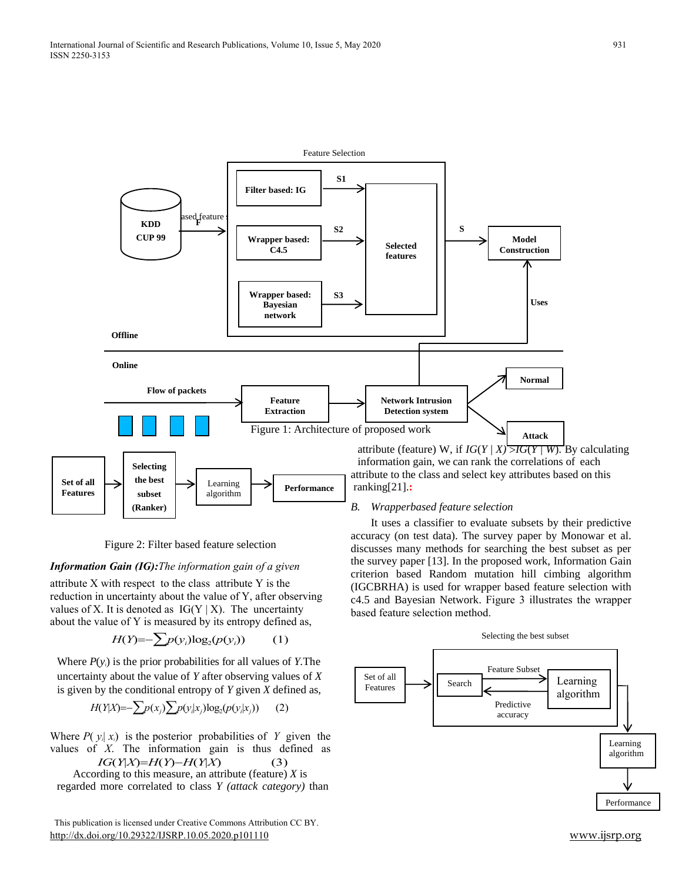Figure 1: Architecture of proposed work

Figure 2: Filter based feature selection

***Information Gain (IG):****The information gain of a given* attribute X with respect to the class attribute Y is the reduction in uncertainty about the value of Y, after observing values of X. It is denoted as IG(Y | X). The uncertainty about the value of Y is measured by its entropy defined as,

$$H(Y) = -\sum p(y_i)\log_2(p(y_i)) \qquad (1)$$

Where $P(y_i)$ is the prior probabilities for all values of *Y*.The uncertainty about the value of *Y* after observing values of *X* is given by the conditional entropy of *Y* given *X* defined as,

$$H(Y|X) = -\sum p(x_j)\sum p(y_i|x_j)\log_2(p(y_i|x_j)) \qquad (2)$$

Where $P(y_i|x_i)$ is the posterior probabilities of *Y* given the values of *X*. The information gain is thus defined as

$$IG(Y|X) = H(Y) - H(Y|X) \qquad (3)$$

According to this measure, an attribute (feature) *X* is regarded more correlated to class *Y (attack category)* than attribute (feature) W, if $IG(Y | X) > IG(Y | W)$. By calculating information gain, we can rank the correlations of each attribute to the class and select key attributes based on this ranking[21].:

## *B. Wrapperbased feature selection*

It uses a classifier to evaluate subsets by their predictive accuracy (on test data). The survey paper by Monowar et al. discusses many methods for searching the best subset as per the survey paper [13]. In the proposed work, Information Gain criterion based Random mutation hill cimbing algorithm (IGCBRHA) is used for wrapper based feature selection with c4.5 and Bayesian Network. Figure 3 illustrates the wrapper based feature selection method.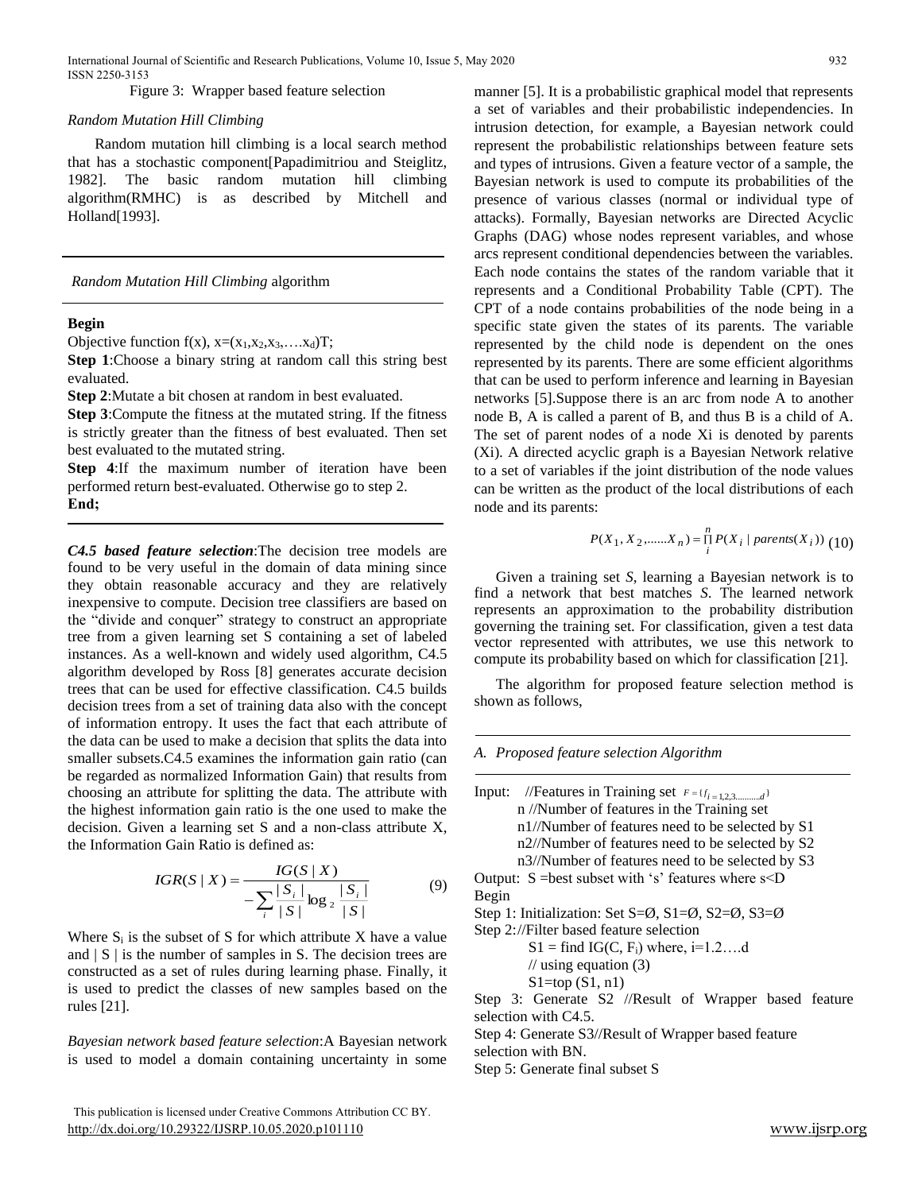Figure 3: Wrapper based feature selection

*Random Mutation Hill Climbing*

Random mutation hill climbing is a local search method that has a stochastic component[Papadimitriou and Steiglitz, 1982]. The basic random mutation hill climbing algorithm(RMHC) is as described by Mitchell and Holland[1993].

---

*Random Mutation Hill Climbing* algorithm

---

**Begin**

Objective function f(x), $x=(x_1,x_2,x_3,\ldots.x_d)T$;

**Step 1**:Choose a binary string at random call this string best evaluated.

**Step 2**:Mutate a bit chosen at random in best evaluated.

**Step 3**:Compute the fitness at the mutated string. If the fitness is strictly greater than the fitness of best evaluated. Then set best evaluated to the mutated string.

**Step 4**:If the maximum number of iteration have been performed return best-evaluated. Otherwise go to step 2.

**End;**

---

***C4.5 based feature selection***:The decision tree models are found to be very useful in the domain of data mining since they obtain reasonable accuracy and they are relatively inexpensive to compute. Decision tree classifiers are based on the "divide and conquer" strategy to construct an appropriate tree from a given learning set S containing a set of labeled instances. As a well-known and widely used algorithm, C4.5 algorithm developed by Ross [8] generates accurate decision trees that can be used for effective classification. C4.5 builds decision trees from a set of training data also with the concept of information entropy. It uses the fact that each attribute of the data can be used to make a decision that splits the data into smaller subsets.C4.5 examines the information gain ratio (can be regarded as normalized Information Gain) that results from choosing an attribute for splitting the data. The attribute with the highest information gain ratio is the one used to make the decision. Given a learning set S and a non-class attribute X, the Information Gain Ratio is defined as:

$$IGR(S \mid X) = \frac{IG(S \mid X)}{-\sum_i \frac{|S_i|}{|S|} \log_2 \frac{|S_i|}{|S|}} \qquad (9)$$

Where $S_i$ is the subset of S for which attribute X have a value and | S | is the number of samples in S. The decision trees are constructed as a set of rules during learning phase. Finally, it is used to predict the classes of new samples based on the rules [21].

*Bayesian network based feature selection*:A Bayesian network is used to model a domain containing uncertainty in some manner [5]. It is a probabilistic graphical model that represents a set of variables and their probabilistic independencies. In intrusion detection, for example, a Bayesian network could represent the probabilistic relationships between feature sets and types of intrusions. Given a feature vector of a sample, the Bayesian network is used to compute its probabilities of the presence of various classes (normal or individual type of attacks). Formally, Bayesian networks are Directed Acyclic Graphs (DAG) whose nodes represent variables, and whose arcs represent conditional dependencies between the variables. Each node contains the states of the random variable that it represents and a Conditional Probability Table (CPT). The CPT of a node contains probabilities of the node being in a specific state given the states of its parents. The variable represented by the child node is dependent on the ones represented by its parents. There are some efficient algorithms that can be used to perform inference and learning in Bayesian networks [5].Suppose there is an arc from node A to another node B, A is called a parent of B, and thus B is a child of A. The set of parent nodes of a node Xi is denoted by parents (Xi). A directed acyclic graph is a Bayesian Network relative to a set of variables if the joint distribution of the node values can be written as the product of the local distributions of each node and its parents:

$$P(X_1, X_2, \ldots\ldots X_n) = \prod_i^n P(X_i \mid parents(X_i)) \qquad (10)$$

Given a training set *S*, learning a Bayesian network is to find a network that best matches *S*. The learned network represents an approximation to the probability distribution governing the training set. For classification, given a test data vector represented with attributes, we use this network to compute its probability based on which for classification [21].

The algorithm for proposed feature selection method is shown as follows,

---

*A. Proposed feature selection Algorithm*

---

Input: //Features in Training set $F = \{f_{i=1,2,3,\ldots\ldots\ldots,d}\}$

n //Number of features in the Training set

n1//Number of features need to be selected by S1

n2//Number of features need to be selected by S2

n3//Number of features need to be selected by S3

Output: S =best subset with 's' features where s<D

Begin

Step 1: Initialization: Set S=Ø, S1=Ø, S2=Ø, S3=Ø

Step 2://Filter based feature selection

S1 = find IG(C, $F_i$) where, i=1.2….d

// using equation (3)

S1=top (S1, n1)

Step 3: Generate S2 //Result of Wrapper based feature selection with C4.5.

Step 4: Generate S3//Result of Wrapper based feature selection with BN.

Step 5: Generate final subset S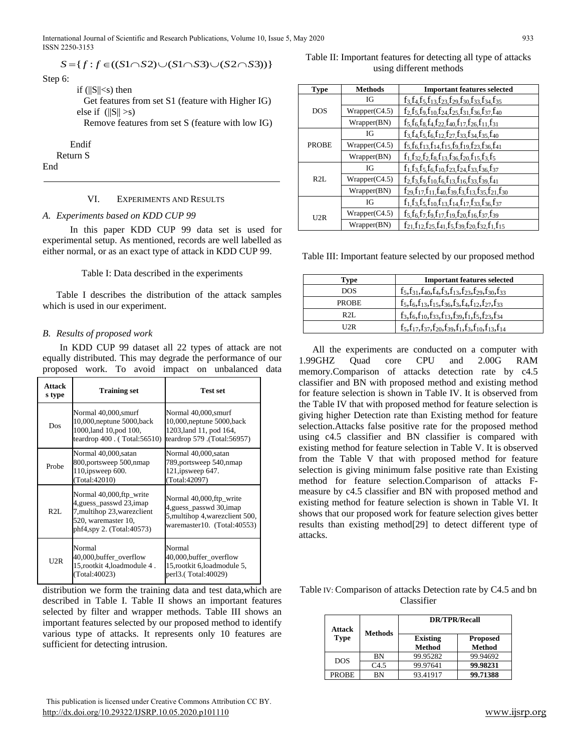$$S = \{ f : f \in ((S1 \cap S2) \cup (S1 \cap S3) \cup (S2 \cap S3)) \}$$

Step 6:

if (||S||<s) then

Get features from set S1 (feature with Higher IG)

else if (||S|| >s)

Remove features from set S (feature with low IG)

Endif

Return S

End

## VI. EXPERIMENTS AND RESULTS

### A. Experiments based on KDD CUP 99

In this paper KDD CUP 99 data set is used for experimental setup. As mentioned, records are well labelled as either normal, or as an exact type of attack in KDD CUP 99.

Table I: Data described in the experiments

Table I describes the distribution of the attack samples which is used in our experiment.

### B. Results of proposed work

In KDD CUP 99 dataset all 22 types of attack are not equally distributed. This may degrade the performance of our proposed work. To avoid impact on unbalanced data distribution we form the training data and test data,which are described in Table I. Table II shows an important features selected by filter and wrapper methods. Table III shows an important features selected by our proposed method to identify various type of attacks. It represents only 10 features are sufficient for detecting intrusion.

| Attacks type | Training set | Test set |
|---|---|---|
| Dos | Normal 40,000,smurf 10,000,neptune 5000,back 1000,land 10,pod 100, teardrop 400 . ( Total:56510) | Normal 40,000,smurf 10,000,neptune 5000,back 1203,land 11, pod 164, teardrop 579 .(Total:56957) |
| Probe | Normal 40,000,satan 800,portsweep 500,nmap 110,ipsweep 600. (Total:42010) | Normal 40,000,satan 789,portsweep 540,nmap 121,ipsweep 647. (Total:42097) |
| R2L | Normal 40,000,ftp_write 4,guess_passwd 23,imap 7,multihop 23,warezclient 520, waremaster 10, phf4,spy 2. (Total:40573) | Normal 40,000,ftp_write 4,guess_passwd 30,imap 5,multihop 4,warezclient 500, waremaster10. (Total:40553) |
| U2R | Normal 40,000,buffer_overflow 15,rootkit 4,loadmodule 4 . (Total:40023) | Normal 40,000,buffer_overflow 15,rootkit 6,loadmodule 5, perl3.( Total:40029) |

Table II: Important features for detecting all type of attacks using different methods

| Type | Methods | Important features selected |
|---|---|---|
| DOS | IG | $f_3,f_4,f_5,f_{13},f_{23},f_{29},f_{30},f_{33},f_{34},f_{35}$ |
| | Wrapper(C4.5) | $f_2,f_5,f_9,f_{10},f_{24},f_{25},f_{31},f_{36},f_{37},f_{40}$ |
| | Wrapper(BN) | $f_5,f_6,f_8,f_4,f_{22},f_{40},f_{17},f_{26},f_{11},f_{31}$ |
| PROBE | IG | $f_3,f_4,f_5,f_6,f_{12},f_{27},f_{33},f_{34},f_{35},f_{40}$ |
| | Wrapper(C4.5) | $f_5,f_6,f_{13},f_{14},f_{15},f_9,f_{19},f_{23},f_{36},f_{41}$ |
| | Wrapper(BN) | $f_1,f_{32},f_2,f_8,f_{13},f_{36},f_{20},f_{15},f_3,f_5$ |
| R2L | IG | $f_1,f_3,f_5,f_6,f_{10},f_{23},f_{24},f_{33},f_{36},f_{37}$ |
| | Wrapper(C4.5) | $f_2,f_3,f_9,f_{10},f_6,f_{13},f_{16},f_{33},f_{39},f_{41}$ |
| | Wrapper(BN) | $f_{29},f_{17},f_{11},f_{40},f_{39},f_3,f_{13},f_{35},f_{21},f_{30}$ |
| U2R | IG | $f_1,f_3,f_5,f_{10},f_{13},f_{14},f_{17},f_{33},f_{36},f_{37}$ |
| | Wrapper(C4.5) | $f_5,f_6,f_7,f_9,f_{17},f_{19},f_{20},f_{16},f_{37},f_{39}$ |
| | Wrapper(BN) | $f_{21},f_{12},f_{25},f_{41},f_5,f_{39},f_{20},f_{32},f_1,f_{15}$ |

Table III: Important feature selected by our proposed method

| Type | Important features selected |
|---|---|
| DOS | $f_5,f_{31},f_{40},f_4,f_3,f_{13},f_{23},f_{29},f_{30},f_{33}$ |
| PROBE | $f_5,f_6,f_{13},f_{15},f_{36},f_3,f_4,f_{12},f_{27},f_{33}$ |
| R2L | $f_3,f_6,f_{10},f_{33},f_{13},f_{39},f_1,f_5,f_{23},f_{34}$ |
| U2R | $f_5,f_{17},f_{37},f_{20},f_{39},f_1,f_3,f_{10},f_{13},f_{14}$ |

All the experiments are conducted on a computer with 1.99GHZ Quad core CPU and 2.00G RAM memory.Comparison of attacks detection rate by c4.5 classifier and BN with proposed method and existing method for feature selection is shown in Table IV. It is observed from the Table IV that with proposed method for feature selection is giving higher Detection rate than Existing method for feature selection.Attacks false positive rate for the proposed method using c4.5 classifier and BN classifier is compared with existing method for feature selection in Table V. It is observed from the Table V that with proposed method for feature selection is giving minimum false positive rate than Existing method for feature selection.Comparison of attacks F-measure by c4.5 classifier and BN with proposed method and existing method for feature selection is shown in Table VI. It shows that our proposed work for feature selection gives better results than existing method[29] to detect different type of attacks.

Table IV: Comparison of attacks Detection rate by C4.5 and bn Classifier

| Attack Type | Methods | DR/TPR/Recall | |
|---|---|---|---|
| | | Existing Method | Proposed Method |
| DOS | BN | 99.95282 | 99.94692 |
| | C4.5 | 99.97641 | **99.98231** |
| PROBE | BN | 93.41917 | **99.71388** |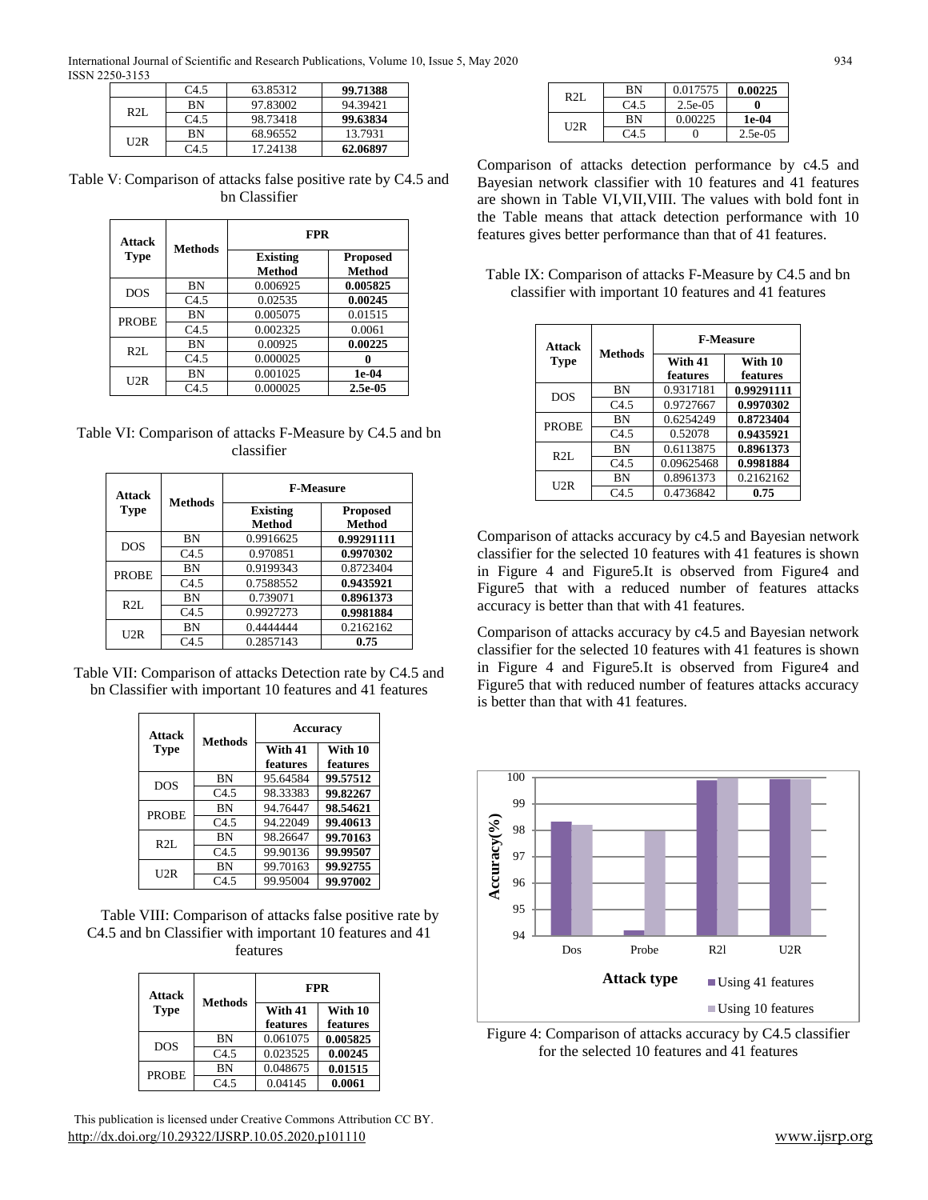| | C4.5 | 63.85312 | **99.71388** |
|---|---|---|---|
| R2L | BN | 97.83002 | 94.39421 |
| | C4.5 | 98.73418 | **99.63834** |
| U2R | BN | 68.96552 | 13.7931 |
| | C4.5 | 17.24138 | **62.06897** |

Table V: Comparison of attacks false positive rate by C4.5 and bn Classifier

| Attack Type | Methods | FPR | |
|---|---|---|---|
| | | Existing Method | Proposed Method |
| DOS | BN | 0.006925 | **0.005825** |
| | C4.5 | 0.02535 | **0.00245** |
| PROBE | BN | 0.005075 | 0.01515 |
| | C4.5 | 0.002325 | 0.0061 |
| R2L | BN | 0.00925 | **0.00225** |
| | C4.5 | 0.000025 | **0** |
| U2R | BN | 0.001025 | **1e-04** |
| | C4.5 | 0.000025 | **2.5e-05** |

Table VI: Comparison of attacks F-Measure by C4.5 and bn classifier

| Attack Type | Methods | F-Measure | |
|---|---|---|---|
| | | Existing Method | Proposed Method |
| DOS | BN | 0.9916625 | **0.99291111** |
| | C4.5 | 0.970851 | **0.9970302** |
| PROBE | BN | 0.9199343 | 0.8723404 |
| | C4.5 | 0.7588552 | **0.9435921** |
| R2L | BN | 0.739071 | **0.8961373** |
| | C4.5 | 0.9927273 | **0.9981884** |
| U2R | BN | 0.4444444 | 0.2162162 |
| | C4.5 | 0.2857143 | **0.75** |

Table VII: Comparison of attacks Detection rate by C4.5 and bn Classifier with important 10 features and 41 features

| Attack Type | Methods | Accuracy | |
|---|---|---|---|
| | | With 41 features | With 10 features |
| DOS | BN | 95.64584 | **99.57512** |
| | C4.5 | 98.33383 | **99.82267** |
| PROBE | BN | 94.76447 | **98.54621** |
| | C4.5 | 94.22049 | **99.40613** |
| R2L | BN | 98.26647 | **99.70163** |
| | C4.5 | 99.90136 | **99.99507** |
| U2R | BN | 99.70163 | **99.92755** |
| | C4.5 | 99.95004 | **99.97002** |

Table VIII: Comparison of attacks false positive rate by C4.5 and bn Classifier with important 10 features and 41 features

| Attack Type | Methods | FPR | |
|---|---|---|---|
| | | With 41 features | With 10 features |
| DOS | BN | 0.061075 | **0.005825** |
| | C4.5 | 0.023525 | **0.00245** |
| PROBE | BN | 0.048675 | **0.01515** |
| | C4.5 | 0.04145 | **0.0061** |
| R2L | BN | 0.017575 | **0.00225** |
| | C4.5 | 2.5e-05 | **0** |
| U2R | BN | 0.00225 | **1e-04** |
| | C4.5 | 0 | 2.5e-05 |

Comparison of attacks detection performance by c4.5 and Bayesian network classifier with 10 features and 41 features are shown in Table VI,VII,VIII. The values with bold font in the Table means that attack detection performance with 10 features gives better performance than that of 41 features.

Table IX: Comparison of attacks F-Measure by C4.5 and bn classifier with important 10 features and 41 features

| Attack Type | Methods | F-Measure | |
|---|---|---|---|
| | | With 41 features | With 10 features |
| DOS | BN | 0.9317181 | **0.99291111** |
| | C4.5 | 0.9727667 | **0.9970302** |
| PROBE | BN | 0.6254249 | **0.8723404** |
| | C4.5 | 0.52078 | **0.9435921** |
| R2L | BN | 0.6113875 | **0.8961373** |
| | C4.5 | 0.09625468 | **0.9981884** |
| U2R | BN | 0.8961373 | 0.2162162 |
| | C4.5 | 0.4736842 | **0.75** |

Comparison of attacks accuracy by c4.5 and Bayesian network classifier for the selected 10 features with 41 features is shown in Figure 4 and Figure5.It is observed from Figure4 and Figure5 that with a reduced number of features attacks accuracy is better than that with 41 features.

Comparison of attacks accuracy by c4.5 and Bayesian network classifier for the selected 10 features with 41 features is shown in Figure 4 and Figure5.It is observed from Figure4 and Figure5 that with reduced number of features attacks accuracy is better than that with 41 features.

Figure 4: Comparison of attacks accuracy by C4.5 classifier for the selected 10 features and 41 features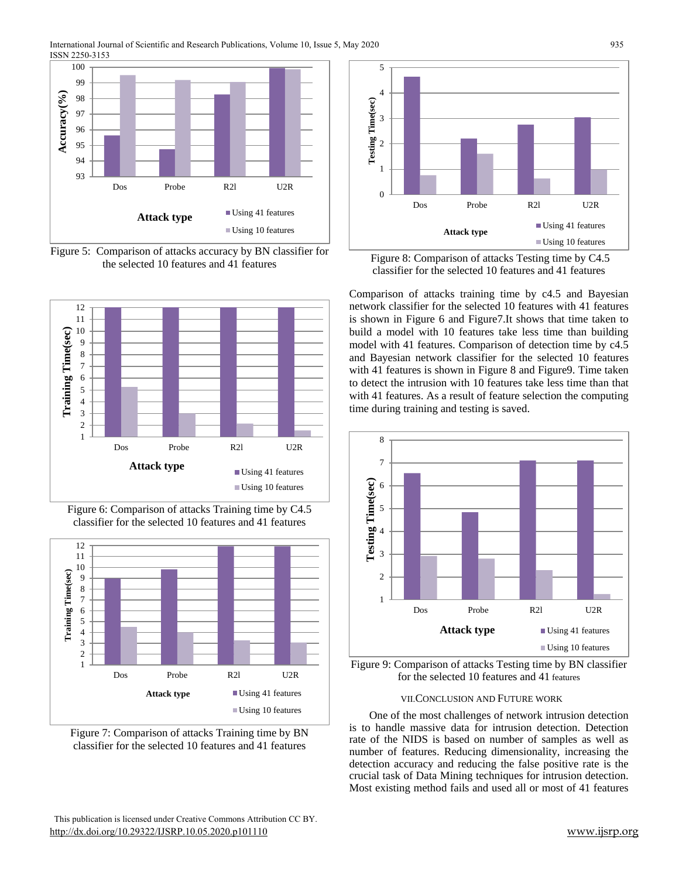Figure 5: Comparison of attacks accuracy by BN classifier for the selected 10 features and 41 features

Figure 6: Comparison of attacks Training time by C4.5 classifier for the selected 10 features and 41 features

Figure 7: Comparison of attacks Training time by BN classifier for the selected 10 features and 41 features

Figure 8: Comparison of attacks Testing time by C4.5 classifier for the selected 10 features and 41 features

Comparison of attacks training time by c4.5 and Bayesian network classifier for the selected 10 features with 41 features is shown in Figure 6 and Figure7.It shows that time taken to build a model with 10 features take less time than building model with 41 features. Comparison of detection time by c4.5 and Bayesian network classifier for the selected 10 features with 41 features is shown in Figure 8 and Figure9. Time taken to detect the intrusion with 10 features take less time than that with 41 features. As a result of feature selection the computing time during training and testing is saved.

Figure 9: Comparison of attacks Testing time by BN classifier for the selected 10 features and 41 features

## VII. Conclusion and Future Work

One of the most challenges of network intrusion detection is to handle massive data for intrusion detection. Detection rate of the NIDS is based on number of samples as well as number of features. Reducing dimensionality, increasing the detection accuracy and reducing the false positive rate is the crucial task of Data Mining techniques for intrusion detection. Most existing method fails and used all or most of 41 features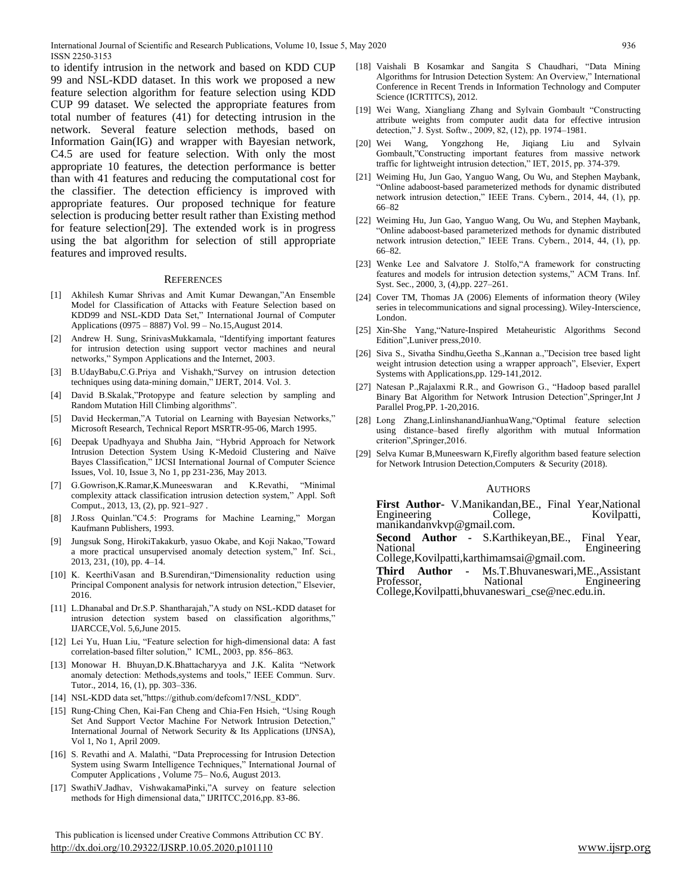to identify intrusion in the network and based on KDD CUP 99 and NSL-KDD dataset. In this work we proposed a new feature selection algorithm for feature selection using KDD CUP 99 dataset. We selected the appropriate features from total number of features (41) for detecting intrusion in the network. Several feature selection methods, based on Information Gain(IG) and wrapper with Bayesian network, C4.5 are used for feature selection. With only the most appropriate 10 features, the detection performance is better than with 41 features and reducing the computational cost for the classifier. The detection efficiency is improved with appropriate features. Our proposed technique for feature selection is producing better result rather than Existing method for feature selection[29]. The extended work is in progress using the bat algorithm for selection of still appropriate features and improved results.

## REFERENCES

[1] Akhilesh Kumar Shrivas and Amit Kumar Dewangan,"An Ensemble Model for Classification of Attacks with Feature Selection based on KDD99 and NSL-KDD Data Set," International Journal of Computer Applications (0975 – 8887) Vol. 99 – No.15,August 2014.

[2] Andrew H. Sung, SrinivasMukkamala, "Identifying important features for intrusion detection using support vector machines and neural networks," Sympon Applications and the Internet, 2003.

[3] B.UdayBabu,C.G.Priya and Vishakh,"Survey on intrusion detection techniques using data-mining domain," IJERT, 2014. Vol. 3.

[4] David B.Skalak,"Protopype and feature selection by sampling and Random Mutation Hill Climbing algorithms".

[5] David Heckerman,"A Tutorial on Learning with Bayesian Networks," Microsoft Research, Technical Report MSRTR-95-06, March 1995.

[6] Deepak Upadhyaya and Shubha Jain, "Hybrid Approach for Network Intrusion Detection System Using K-Medoid Clustering and Naïve Bayes Classification," IJCSI International Journal of Computer Science Issues, Vol. 10, Issue 3, No 1, pp 231-236, May 2013.

[7] G.Gowrison,K.Ramar,K.Muneeswaran and K.Revathi, "Minimal complexity attack classification intrusion detection system," Appl. Soft Comput., 2013, 13, (2), pp. 921–927 .

[8] J.Ross Quinlan."C4.5: Programs for Machine Learning," Morgan Kaufmann Publishers, 1993.

[9] Jungsuk Song, HirokiTakakurb, yasuo Okabe, and Koji Nakao,"Toward a more practical unsupervised anomaly detection system," Inf. Sci., 2013, 231, (10), pp. 4–14.

[10] K. KeerthiVasan and B.Surendiran,"Dimensionality reduction using Principal Component analysis for network intrusion detection," Elsevier, 2016.

[11] L.Dhanabal and Dr.S.P. Shantharajah,"A study on NSL-KDD dataset for intrusion detection system based on classification algorithms," IJARCCE,Vol. 5,6,June 2015.

[12] Lei Yu, Huan Liu, "Feature selection for high-dimensional data: A fast correlation-based filter solution," ICML, 2003, pp. 856–863.

[13] Monowar H. Bhuyan,D.K.Bhattacharyya and J.K. Kalita "Network anomaly detection: Methods,systems and tools," IEEE Commun. Surv. Tutor., 2014, 16, (1), pp. 303–336.

[14] NSL-KDD data set,"https://github.com/defcom17/NSL_KDD".

[15] Rung-Ching Chen, Kai-Fan Cheng and Chia-Fen Hsieh, "Using Rough Set And Support Vector Machine For Network Intrusion Detection," International Journal of Network Security & Its Applications (IJNSA), Vol 1, No 1, April 2009.

[16] S. Revathi and A. Malathi, "Data Preprocessing for Intrusion Detection System using Swarm Intelligence Techniques," International Journal of Computer Applications , Volume 75– No.6, August 2013.

[17] SwathiV.Jadhav, VishwakamaPinki,"A survey on feature selection methods for High dimensional data," IJRITCC,2016,pp. 83-86.

[18] Vaishali B Kosamkar and Sangita S Chaudhari, "Data Mining Algorithms for Intrusion Detection System: An Overview," International Conference in Recent Trends in Information Technology and Computer Science (ICRTITCS), 2012.

[19] Wei Wang, Xiangliang Zhang and Sylvain Gombault "Constructing attribute weights from computer audit data for effective intrusion detection," J. Syst. Softw., 2009, 82, (12), pp. 1974–1981.

[20] Wei Wang, Yongzhong He, Jiqiang Liu and Sylvain Gombault,"Constructing important features from massive network traffic for lightweight intrusion detection," IET, 2015, pp. 374-379.

[21] Weiming Hu, Jun Gao, Yanguo Wang, Ou Wu, and Stephen Maybank, "Online adaboost-based parameterized methods for dynamic distributed network intrusion detection," IEEE Trans. Cybern., 2014, 44, (1), pp. 66–82

[22] Weiming Hu, Jun Gao, Yanguo Wang, Ou Wu, and Stephen Maybank, "Online adaboost-based parameterized methods for dynamic distributed network intrusion detection," IEEE Trans. Cybern., 2014, 44, (1), pp. 66–82.

[23] Wenke Lee and Salvatore J. Stolfo,"A framework for constructing features and models for intrusion detection systems," ACM Trans. Inf. Syst. Sec., 2000, 3, (4),pp. 227–261.

[24] Cover TM, Thomas JA (2006) Elements of information theory (Wiley series in telecommunications and signal processing). Wiley-Interscience, London.

[25] Xin-She Yang,"Nature-Inspired Metaheuristic Algorithms Second Edition",Luniver press,2010.

[26] Siva S., Sivatha Sindhu,Geetha S.,Kannan a.,"Decision tree based light weight intrusion detection using a wrapper approach", Elsevier, Expert Systems with Applications,pp. 129-141,2012.

[27] Natesan P.,Rajalaxmi R.R., and Gowrison G., "Hadoop based parallel Binary Bat Algorithm for Network Intrusion Detection",Springer,Int J Parallel Prog,PP. 1-20,2016.

[28] Long Zhang,LinlinshanandJianhuaWang,"Optimal feature selection using distance–based firefly algorithm with mutual Information criterion",Springer,2016.

[29] Selva Kumar B,Muneeswarn K,Firefly algorithm based feature selection for Network Intrusion Detection,Computers & Security (2018).

## AUTHORS

**First Author**- V.Manikandan,BE., Final Year,National Engineering College, Kovilpatti, manikandanvkvp@gmail.com.

**Second Author** - S.Karthikeyan,BE., Final Year, National Engineering College,Kovilpatti,karthimamsai@gmail.com.

**Third Author** - Ms.T.Bhuvaneswari,ME.,Assistant Professor, National Engineering College,Kovilpatti,bhuvaneswari_cse@nec.edu.in.